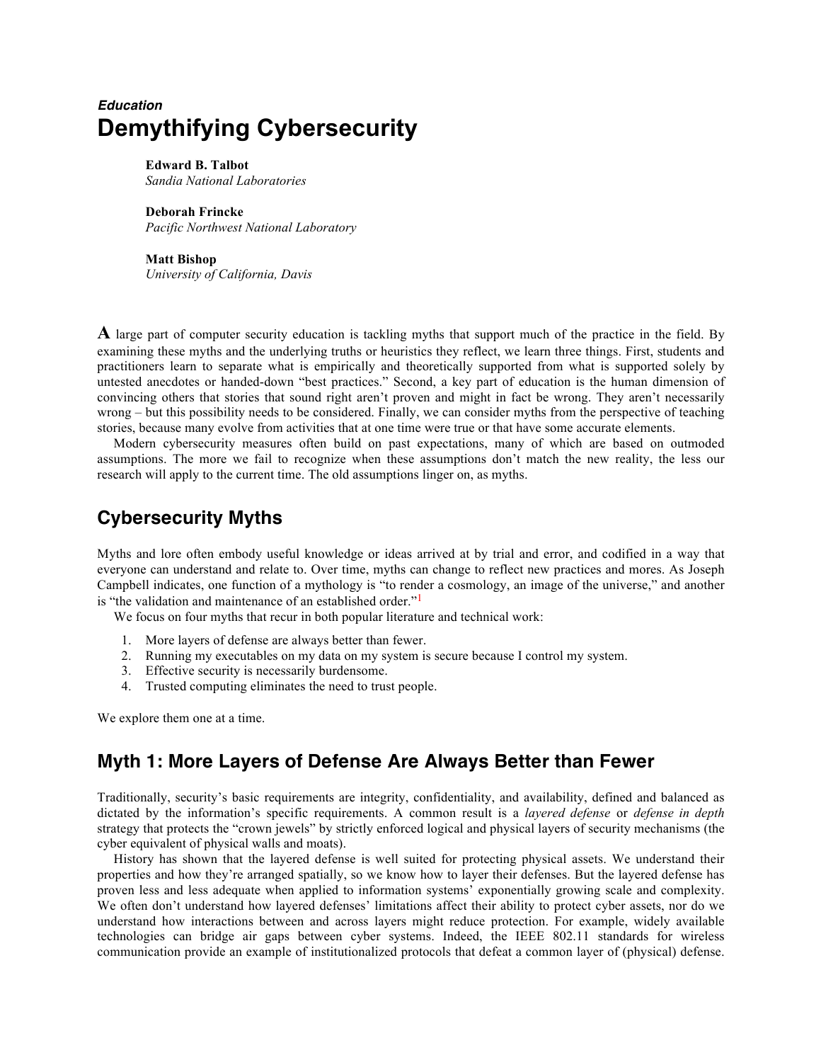*Education*

# Demythifying Cybersecurity

**Edward B. Talbot**
*Sandia National Laboratories*

**Deborah Frincke**
*Pacific Northwest National Laboratory*

**Matt Bishop**
*University of California, Davis*

A large part of computer security education is tackling myths that support much of the practice in the field. By examining these myths and the underlying truths or heuristics they reflect, we learn three things. First, students and practitioners learn to separate what is empirically and theoretically supported from what is supported solely by untested anecdotes or handed-down "best practices." Second, a key part of education is the human dimension of convincing others that stories that sound right aren't proven and might in fact be wrong. They aren't necessarily wrong – but this possibility needs to be considered. Finally, we can consider myths from the perspective of teaching stories, because many evolve from activities that at one time were true or that have some accurate elements.

Modern cybersecurity measures often build on past expectations, many of which are based on outmoded assumptions. The more we fail to recognize when these assumptions don't match the new reality, the less our research will apply to the current time. The old assumptions linger on, as myths.

## Cybersecurity Myths

Myths and lore often embody useful knowledge or ideas arrived at by trial and error, and codified in a way that everyone can understand and relate to. Over time, myths can change to reflect new practices and mores. As Joseph Campbell indicates, one function of a mythology is "to render a cosmology, an image of the universe," and another is "the validation and maintenance of an established order."[1]

We focus on four myths that recur in both popular literature and technical work:

1. More layers of defense are always better than fewer.
2. Running my executables on my data on my system is secure because I control my system.
3. Effective security is necessarily burdensome.
4. Trusted computing eliminates the need to trust people.

We explore them one at a time.

## Myth 1: More Layers of Defense Are Always Better than Fewer

Traditionally, security's basic requirements are integrity, confidentiality, and availability, defined and balanced as dictated by the information's specific requirements. A common result is a *layered defense* or *defense in depth* strategy that protects the "crown jewels" by strictly enforced logical and physical layers of security mechanisms (the cyber equivalent of physical walls and moats).

History has shown that the layered defense is well suited for protecting physical assets. We understand their properties and how they're arranged spatially, so we know how to layer their defenses. But the layered defense has proven less and less adequate when applied to information systems' exponentially growing scale and complexity. We often don't understand how layered defenses' limitations affect their ability to protect cyber assets, nor do we understand how interactions between and across layers might reduce protection. For example, widely available technologies can bridge air gaps between cyber systems. Indeed, the IEEE 802.11 standards for wireless communication provide an example of institutionalized protocols that defeat a common layer of (physical) defense.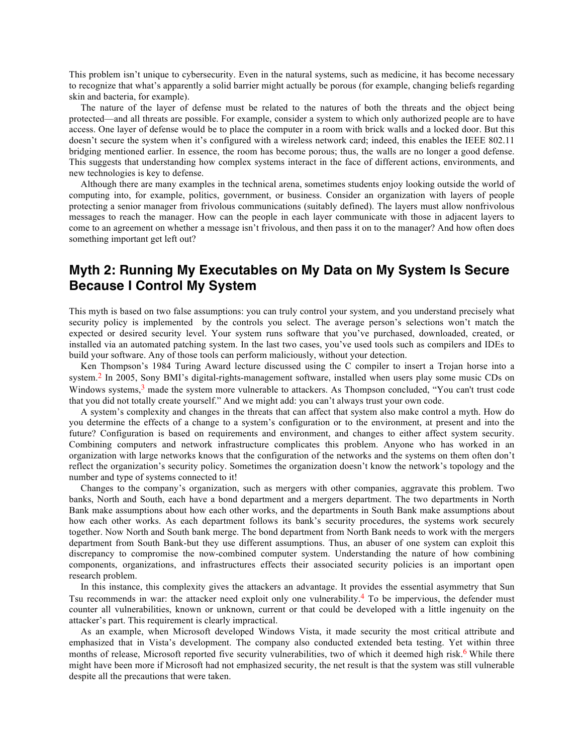This problem isn't unique to cybersecurity. Even in the natural systems, such as medicine, it has become necessary to recognize that what's apparently a solid barrier might actually be porous (for example, changing beliefs regarding skin and bacteria, for example).

The nature of the layer of defense must be related to the natures of both the threats and the object being protected—and all threats are possible. For example, consider a system to which only authorized people are to have access. One layer of defense would be to place the computer in a room with brick walls and a locked door. But this doesn't secure the system when it's configured with a wireless network card; indeed, this enables the IEEE 802.11 bridging mentioned earlier. In essence, the room has become porous; thus, the walls are no longer a good defense. This suggests that understanding how complex systems interact in the face of different actions, environments, and new technologies is key to defense.

Although there are many examples in the technical arena, sometimes students enjoy looking outside the world of computing into, for example, politics, government, or business. Consider an organization with layers of people protecting a senior manager from frivolous communications (suitably defined). The layers must allow nonfrivolous messages to reach the manager. How can the people in each layer communicate with those in adjacent layers to come to an agreement on whether a message isn't frivolous, and then pass it on to the manager? And how often does something important get left out?

## Myth 2: Running My Executables on My Data on My System Is Secure Because I Control My System

This myth is based on two false assumptions: you can truly control your system, and you understand precisely what security policy is implemented by the controls you select. The average person's selections won't match the expected or desired security level. Your system runs software that you've purchased, downloaded, created, or installed via an automated patching system. In the last two cases, you've used tools such as compilers and IDEs to build your software. Any of those tools can perform maliciously, without your detection.

Ken Thompson's 1984 Turing Award lecture discussed using the C compiler to insert a Trojan horse into a system.[2] In 2005, Sony BMI's digital-rights-management software, installed when users play some music CDs on Windows systems,[3] made the system more vulnerable to attackers. As Thompson concluded, "You can't trust code that you did not totally create yourself." And we might add: you can't always trust your own code.

A system's complexity and changes in the threats that can affect that system also make control a myth. How do you determine the effects of a change to a system's configuration or to the environment, at present and into the future? Configuration is based on requirements and environment, and changes to either affect system security. Combining computers and network infrastructure complicates this problem. Anyone who has worked in an organization with large networks knows that the configuration of the networks and the systems on them often don't reflect the organization's security policy. Sometimes the organization doesn't know the network's topology and the number and type of systems connected to it!

Changes to the company's organization, such as mergers with other companies, aggravate this problem. Two banks, North and South, each have a bond department and a mergers department. The two departments in North Bank make assumptions about how each other works, and the departments in South Bank make assumptions about how each other works. As each department follows its bank's security procedures, the systems work securely together. Now North and South bank merge. The bond department from North Bank needs to work with the mergers department from South Bank-but they use different assumptions. Thus, an abuser of one system can exploit this discrepancy to compromise the now-combined computer system. Understanding the nature of how combining components, organizations, and infrastructures effects their associated security policies is an important open research problem.

In this instance, this complexity gives the attackers an advantage. It provides the essential asymmetry that Sun Tsu recommends in war: the attacker need exploit only one vulnerability.[4] To be impervious, the defender must counter all vulnerabilities, known or unknown, current or that could be developed with a little ingenuity on the attacker's part. This requirement is clearly impractical.

As an example, when Microsoft developed Windows Vista, it made security the most critical attribute and emphasized that in Vista's development. The company also conducted extended beta testing. Yet within three months of release, Microsoft reported five security vulnerabilities, two of which it deemed high risk.[6] While there might have been more if Microsoft had not emphasized security, the net result is that the system was still vulnerable despite all the precautions that were taken.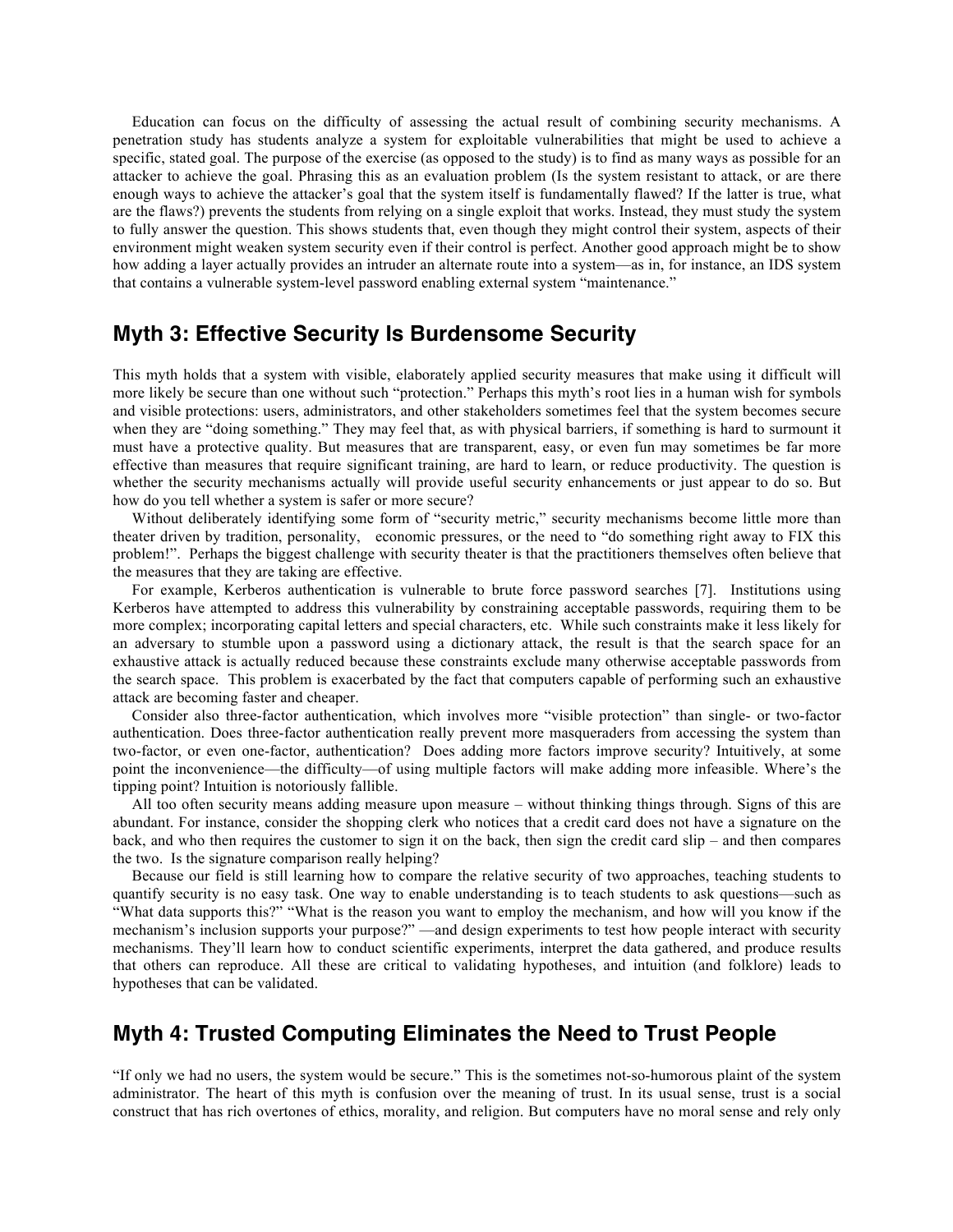Education can focus on the difficulty of assessing the actual result of combining security mechanisms. A penetration study has students analyze a system for exploitable vulnerabilities that might be used to achieve a specific, stated goal. The purpose of the exercise (as opposed to the study) is to find as many ways as possible for an attacker to achieve the goal. Phrasing this as an evaluation problem (Is the system resistant to attack, or are there enough ways to achieve the attacker's goal that the system itself is fundamentally flawed? If the latter is true, what are the flaws?) prevents the students from relying on a single exploit that works. Instead, they must study the system to fully answer the question. This shows students that, even though they might control their system, aspects of their environment might weaken system security even if their control is perfect. Another good approach might be to show how adding a layer actually provides an intruder an alternate route into a system—as in, for instance, an IDS system that contains a vulnerable system-level password enabling external system "maintenance."

## Myth 3: Effective Security Is Burdensome Security

This myth holds that a system with visible, elaborately applied security measures that make using it difficult will more likely be secure than one without such "protection." Perhaps this myth's root lies in a human wish for symbols and visible protections: users, administrators, and other stakeholders sometimes feel that the system becomes secure when they are "doing something." They may feel that, as with physical barriers, if something is hard to surmount it must have a protective quality. But measures that are transparent, easy, or even fun may sometimes be far more effective than measures that require significant training, are hard to learn, or reduce productivity. The question is whether the security mechanisms actually will provide useful security enhancements or just appear to do so. But how do you tell whether a system is safer or more secure?

Without deliberately identifying some form of "security metric," security mechanisms become little more than theater driven by tradition, personality, economic pressures, or the need to "do something right away to FIX this problem!". Perhaps the biggest challenge with security theater is that the practitioners themselves often believe that the measures that they are taking are effective.

For example, Kerberos authentication is vulnerable to brute force password searches [7]. Institutions using Kerberos have attempted to address this vulnerability by constraining acceptable passwords, requiring them to be more complex; incorporating capital letters and special characters, etc. While such constraints make it less likely for an adversary to stumble upon a password using a dictionary attack, the result is that the search space for an exhaustive attack is actually reduced because these constraints exclude many otherwise acceptable passwords from the search space. This problem is exacerbated by the fact that computers capable of performing such an exhaustive attack are becoming faster and cheaper.

Consider also three-factor authentication, which involves more "visible protection" than single- or two-factor authentication. Does three-factor authentication really prevent more masqueraders from accessing the system than two-factor, or even one-factor, authentication? Does adding more factors improve security? Intuitively, at some point the inconvenience—the difficulty—of using multiple factors will make adding more infeasible. Where's the tipping point? Intuition is notoriously fallible.

All too often security means adding measure upon measure – without thinking things through. Signs of this are abundant. For instance, consider the shopping clerk who notices that a credit card does not have a signature on the back, and who then requires the customer to sign it on the back, then sign the credit card slip – and then compares the two. Is the signature comparison really helping?

Because our field is still learning how to compare the relative security of two approaches, teaching students to quantify security is no easy task. One way to enable understanding is to teach students to ask questions—such as "What data supports this?" "What is the reason you want to employ the mechanism, and how will you know if the mechanism's inclusion supports your purpose?" —and design experiments to test how people interact with security mechanisms. They'll learn how to conduct scientific experiments, interpret the data gathered, and produce results that others can reproduce. All these are critical to validating hypotheses, and intuition (and folklore) leads to hypotheses that can be validated.

## Myth 4: Trusted Computing Eliminates the Need to Trust People

"If only we had no users, the system would be secure." This is the sometimes not-so-humorous plaint of the system administrator. The heart of this myth is confusion over the meaning of trust. In its usual sense, trust is a social construct that has rich overtones of ethics, morality, and religion. But computers have no moral sense and rely only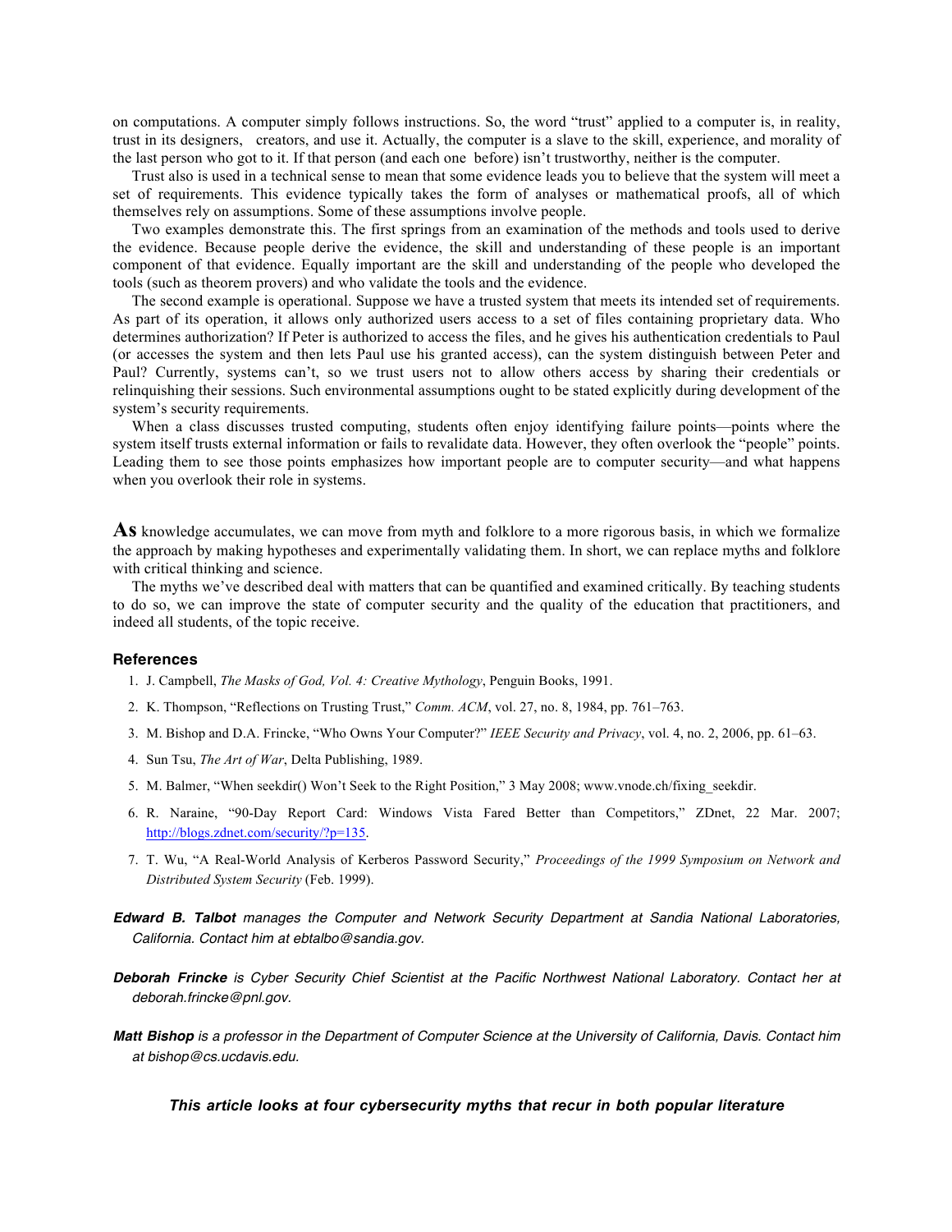on computations. A computer simply follows instructions. So, the word "trust" applied to a computer is, in reality, trust in its designers, creators, and use it. Actually, the computer is a slave to the skill, experience, and morality of the last person who got to it. If that person (and each one before) isn't trustworthy, neither is the computer.

Trust also is used in a technical sense to mean that some evidence leads you to believe that the system will meet a set of requirements. This evidence typically takes the form of analyses or mathematical proofs, all of which themselves rely on assumptions. Some of these assumptions involve people.

Two examples demonstrate this. The first springs from an examination of the methods and tools used to derive the evidence. Because people derive the evidence, the skill and understanding of these people is an important component of that evidence. Equally important are the skill and understanding of the people who developed the tools (such as theorem provers) and who validate the tools and the evidence.

The second example is operational. Suppose we have a trusted system that meets its intended set of requirements. As part of its operation, it allows only authorized users access to a set of files containing proprietary data. Who determines authorization? If Peter is authorized to access the files, and he gives his authentication credentials to Paul (or accesses the system and then lets Paul use his granted access), can the system distinguish between Peter and Paul? Currently, systems can't, so we trust users not to allow others access by sharing their credentials or relinquishing their sessions. Such environmental assumptions ought to be stated explicitly during development of the system's security requirements.

When a class discusses trusted computing, students often enjoy identifying failure points—points where the system itself trusts external information or fails to revalidate data. However, they often overlook the "people" points. Leading them to see those points emphasizes how important people are to computer security—and what happens when you overlook their role in systems.

**As** knowledge accumulates, we can move from myth and folklore to a more rigorous basis, in which we formalize the approach by making hypotheses and experimentally validating them. In short, we can replace myths and folklore with critical thinking and science.

The myths we've described deal with matters that can be quantified and examined critically. By teaching students to do so, we can improve the state of computer security and the quality of the education that practitioners, and indeed all students, of the topic receive.

### References

1. J. Campbell, *The Masks of God, Vol. 4: Creative Mythology*, Penguin Books, 1991.
2. K. Thompson, "Reflections on Trusting Trust," *Comm. ACM*, vol. 27, no. 8, 1984, pp. 761–763.
3. M. Bishop and D.A. Frincke, "Who Owns Your Computer?" *IEEE Security and Privacy*, vol. 4, no. 2, 2006, pp. 61–63.
4. Sun Tsu, *The Art of War*, Delta Publishing, 1989.
5. M. Balmer, "When seekdir() Won't Seek to the Right Position," 3 May 2008; www.vnode.ch/fixing_seekdir.
6. R. Naraine, "90-Day Report Card: Windows Vista Fared Better than Competitors," ZDnet, 22 Mar. 2007; http://blogs.zdnet.com/security/?p=135.
7. T. Wu, "A Real-World Analysis of Kerberos Password Security," *Proceedings of the 1999 Symposium on Network and Distributed System Security* (Feb. 1999).

***Edward B. Talbot*** *manages the Computer and Network Security Department at Sandia National Laboratories, California. Contact him at ebtalbo@sandia.gov.*

***Deborah Frincke*** *is Cyber Security Chief Scientist at the Pacific Northwest National Laboratory. Contact her at deborah.frincke@pnl.gov.*

***Matt Bishop*** *is a professor in the Department of Computer Science at the University of California, Davis. Contact him at bishop@cs.ucdavis.edu.*

***This article looks at four cybersecurity myths that recur in both popular literature***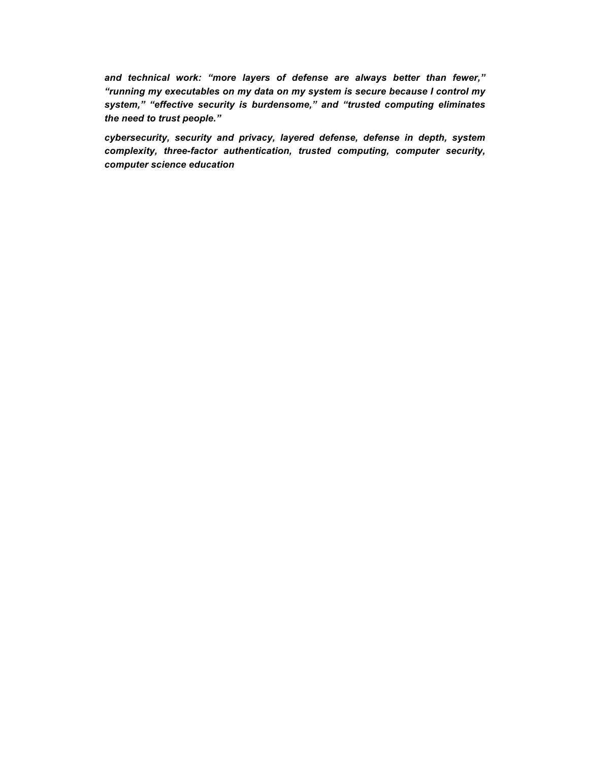***and technical work: "more layers of defense are always better than fewer," "running my executables on my data on my system is secure because I control my system," "effective security is burdensome," and "trusted computing eliminates the need to trust people."***

***cybersecurity, security and privacy, layered defense, defense in depth, system complexity, three-factor authentication, trusted computing, computer security, computer science education***